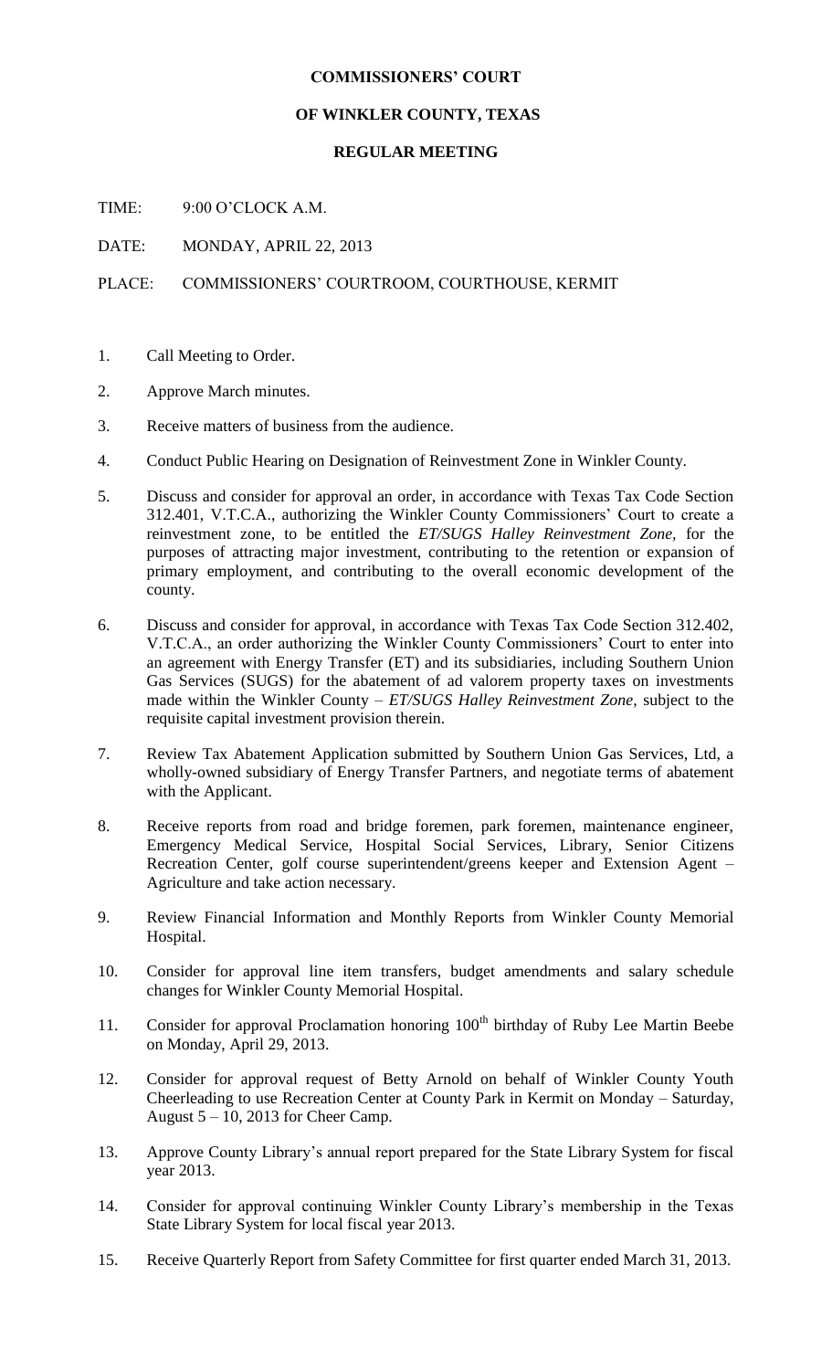**COMMISSIONERS' COURT**

**OF WINKLER COUNTY, TEXAS**

**REGULAR MEETING**

TIME: 9:00 O'CLOCK A.M.

DATE: MONDAY, APRIL 22, 2013

PLACE: COMMISSIONERS' COURTROOM, COURTHOUSE, KERMIT

1. Call Meeting to Order.
2. Approve March minutes.
3. Receive matters of business from the audience.
4. Conduct Public Hearing on Designation of Reinvestment Zone in Winkler County.
5. Discuss and consider for approval an order, in accordance with Texas Tax Code Section 312.401, V.T.C.A., authorizing the Winkler County Commissioners' Court to create a reinvestment zone, to be entitled the *ET/SUGS Halley Reinvestment Zone,* for the purposes of attracting major investment, contributing to the retention or expansion of primary employment, and contributing to the overall economic development of the county.
6. Discuss and consider for approval, in accordance with Texas Tax Code Section 312.402, V.T.C.A., an order authorizing the Winkler County Commissioners' Court to enter into an agreement with Energy Transfer (ET) and its subsidiaries, including Southern Union Gas Services (SUGS) for the abatement of ad valorem property taxes on investments made within the Winkler County – *ET/SUGS Halley Reinvestment Zone,* subject to the requisite capital investment provision therein.
7. Review Tax Abatement Application submitted by Southern Union Gas Services, Ltd, a wholly-owned subsidiary of Energy Transfer Partners, and negotiate terms of abatement with the Applicant.
8. Receive reports from road and bridge foremen, park foremen, maintenance engineer, Emergency Medical Service, Hospital Social Services, Library, Senior Citizens Recreation Center, golf course superintendent/greens keeper and Extension Agent – Agriculture and take action necessary.
9. Review Financial Information and Monthly Reports from Winkler County Memorial Hospital.
10. Consider for approval line item transfers, budget amendments and salary schedule changes for Winkler County Memorial Hospital.
11. Consider for approval Proclamation honoring 100th birthday of Ruby Lee Martin Beebe on Monday, April 29, 2013.
12. Consider for approval request of Betty Arnold on behalf of Winkler County Youth Cheerleading to use Recreation Center at County Park in Kermit on Monday – Saturday, August 5 – 10, 2013 for Cheer Camp.
13. Approve County Library's annual report prepared for the State Library System for fiscal year 2013.
14. Consider for approval continuing Winkler County Library's membership in the Texas State Library System for local fiscal year 2013.
15. Receive Quarterly Report from Safety Committee for first quarter ended March 31, 2013.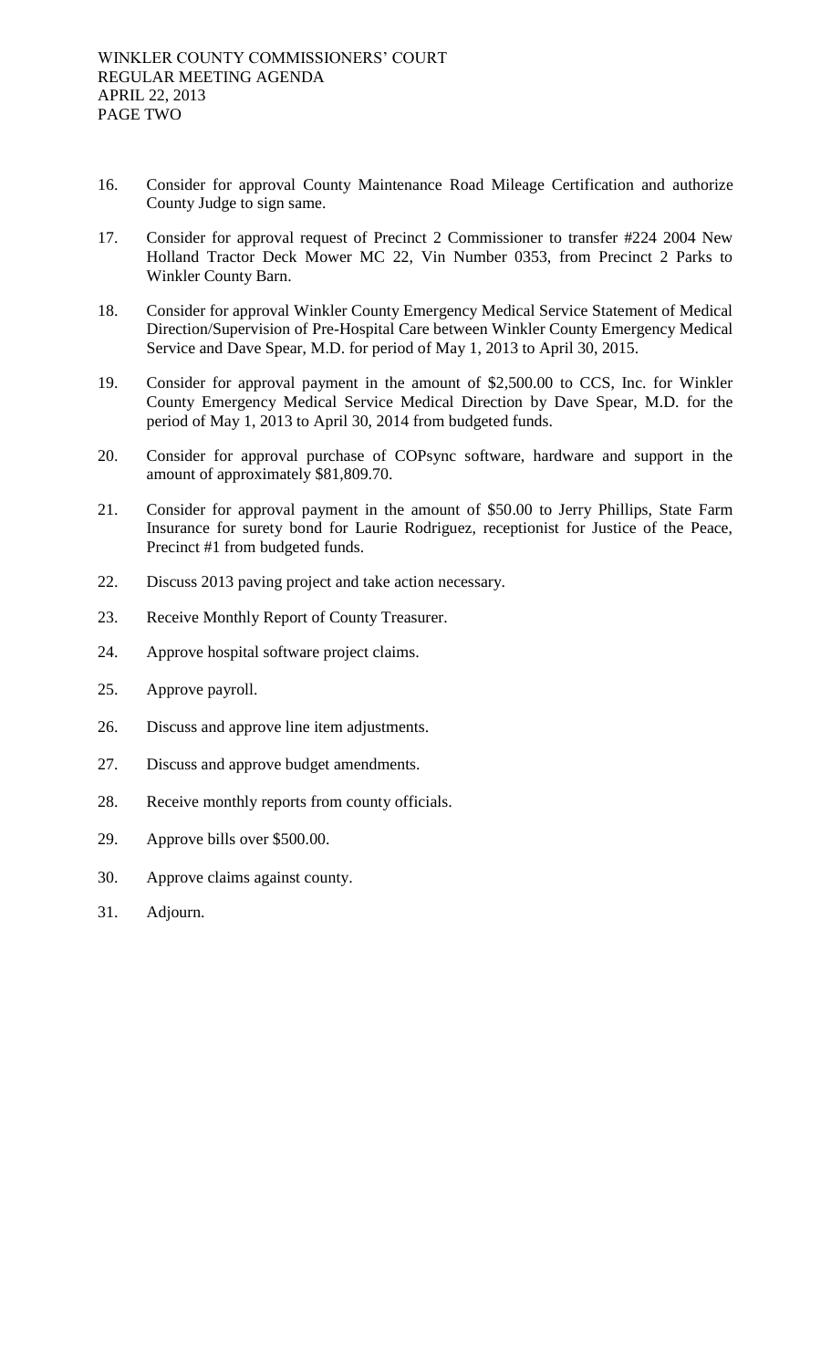16. Consider for approval County Maintenance Road Mileage Certification and authorize County Judge to sign same.

17. Consider for approval request of Precinct 2 Commissioner to transfer #224 2004 New Holland Tractor Deck Mower MC 22, Vin Number 0353, from Precinct 2 Parks to Winkler County Barn.

18. Consider for approval Winkler County Emergency Medical Service Statement of Medical Direction/Supervision of Pre-Hospital Care between Winkler County Emergency Medical Service and Dave Spear, M.D. for period of May 1, 2013 to April 30, 2015.

19. Consider for approval payment in the amount of $2,500.00 to CCS, Inc. for Winkler County Emergency Medical Service Medical Direction by Dave Spear, M.D. for the period of May 1, 2013 to April 30, 2014 from budgeted funds.

20. Consider for approval purchase of COPsync software, hardware and support in the amount of approximately $81,809.70.

21. Consider for approval payment in the amount of $50.00 to Jerry Phillips, State Farm Insurance for surety bond for Laurie Rodriguez, receptionist for Justice of the Peace, Precinct #1 from budgeted funds.

22. Discuss 2013 paving project and take action necessary.

23. Receive Monthly Report of County Treasurer.

24. Approve hospital software project claims.

25. Approve payroll.

26. Discuss and approve line item adjustments.

27. Discuss and approve budget amendments.

28. Receive monthly reports from county officials.

29. Approve bills over $500.00.

30. Approve claims against county.

31. Adjourn.